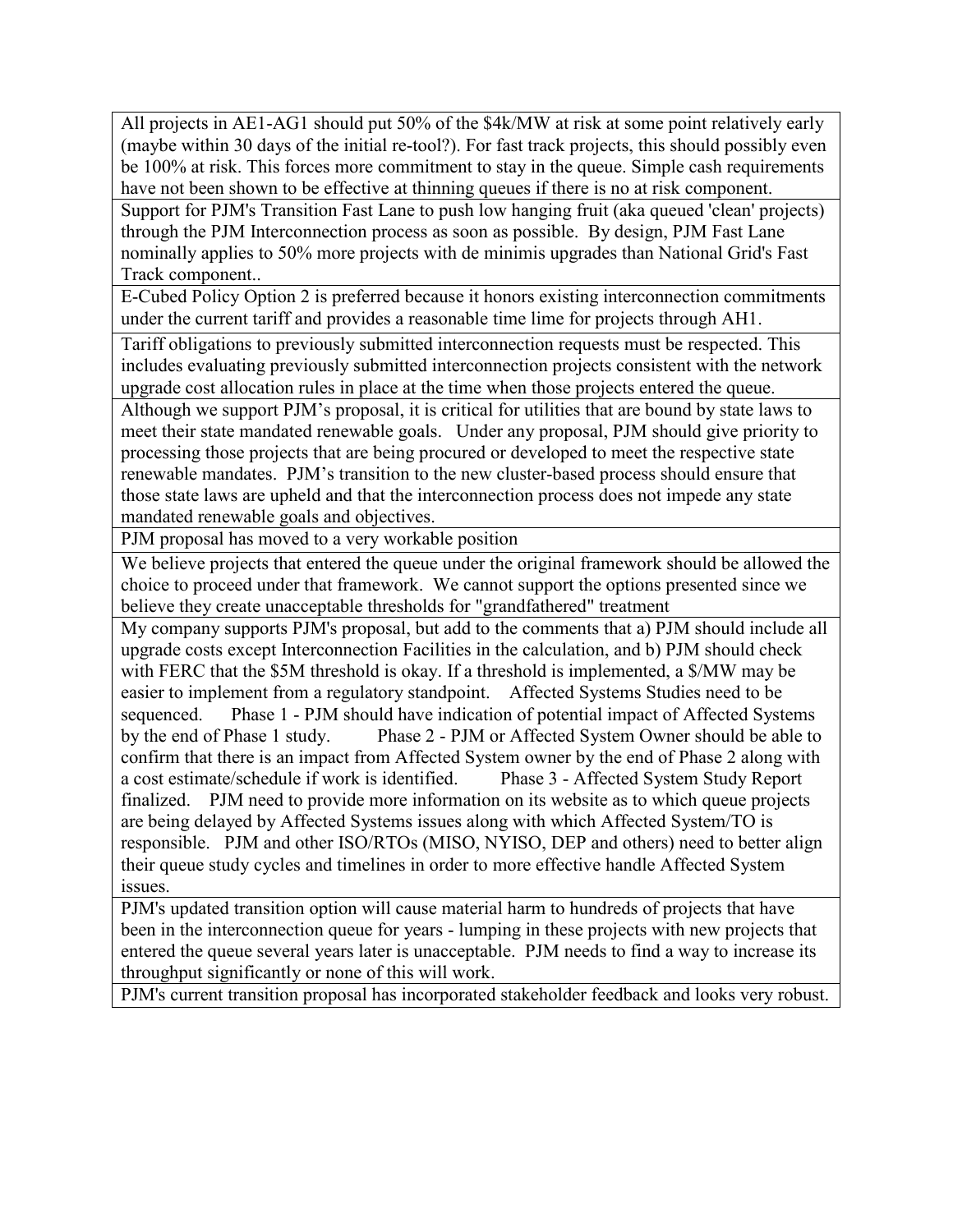| All projects in AE1-AG1 should put 50% of the $4k/MW at risk at some point relatively early (maybe within 30 days of the initial re-tool?). For fast track projects, this should possibly even be 100% at risk. This forces more commitment to stay in the queue. Simple cash requirements have not been shown to be effective at thinning queues if there is no at risk component. |
|---|
| Support for PJM's Transition Fast Lane to push low hanging fruit (aka queued 'clean' projects) through the PJM Interconnection process as soon as possible. By design, PJM Fast Lane nominally applies to 50% more projects with de minimis upgrades than National Grid's Fast Track component.. |
| E-Cubed Policy Option 2 is preferred because it honors existing interconnection commitments under the current tariff and provides a reasonable time lime for projects through AH1. |
| Tariff obligations to previously submitted interconnection requests must be respected. This includes evaluating previously submitted interconnection projects consistent with the network upgrade cost allocation rules in place at the time when those projects entered the queue. |
| Although we support PJM's proposal, it is critical for utilities that are bound by state laws to meet their state mandated renewable goals. Under any proposal, PJM should give priority to processing those projects that are being procured or developed to meet the respective state renewable mandates. PJM's transition to the new cluster-based process should ensure that those state laws are upheld and that the interconnection process does not impede any state mandated renewable goals and objectives. |
| PJM proposal has moved to a very workable position |
| We believe projects that entered the queue under the original framework should be allowed the choice to proceed under that framework. We cannot support the options presented since we believe they create unacceptable thresholds for "grandfathered" treatment |
| My company supports PJM's proposal, but add to the comments that a) PJM should include all upgrade costs except Interconnection Facilities in the calculation, and b) PJM should check with FERC that the $5M threshold is okay. If a threshold is implemented, a $/MW may be easier to implement from a regulatory standpoint. Affected Systems Studies need to be sequenced. Phase 1 - PJM should have indication of potential impact of Affected Systems by the end of Phase 1 study. Phase 2 - PJM or Affected System Owner should be able to confirm that there is an impact from Affected System owner by the end of Phase 2 along with a cost estimate/schedule if work is identified. Phase 3 - Affected System Study Report finalized. PJM need to provide more information on its website as to which queue projects are being delayed by Affected Systems issues along with which Affected System/TO is responsible. PJM and other ISO/RTOs (MISO, NYISO, DEP and others) need to better align their queue study cycles and timelines in order to more effective handle Affected System issues. |
| PJM's updated transition option will cause material harm to hundreds of projects that have been in the interconnection queue for years - lumping in these projects with new projects that entered the queue several years later is unacceptable. PJM needs to find a way to increase its throughput significantly or none of this will work. |
| PJM's current transition proposal has incorporated stakeholder feedback and looks very robust. |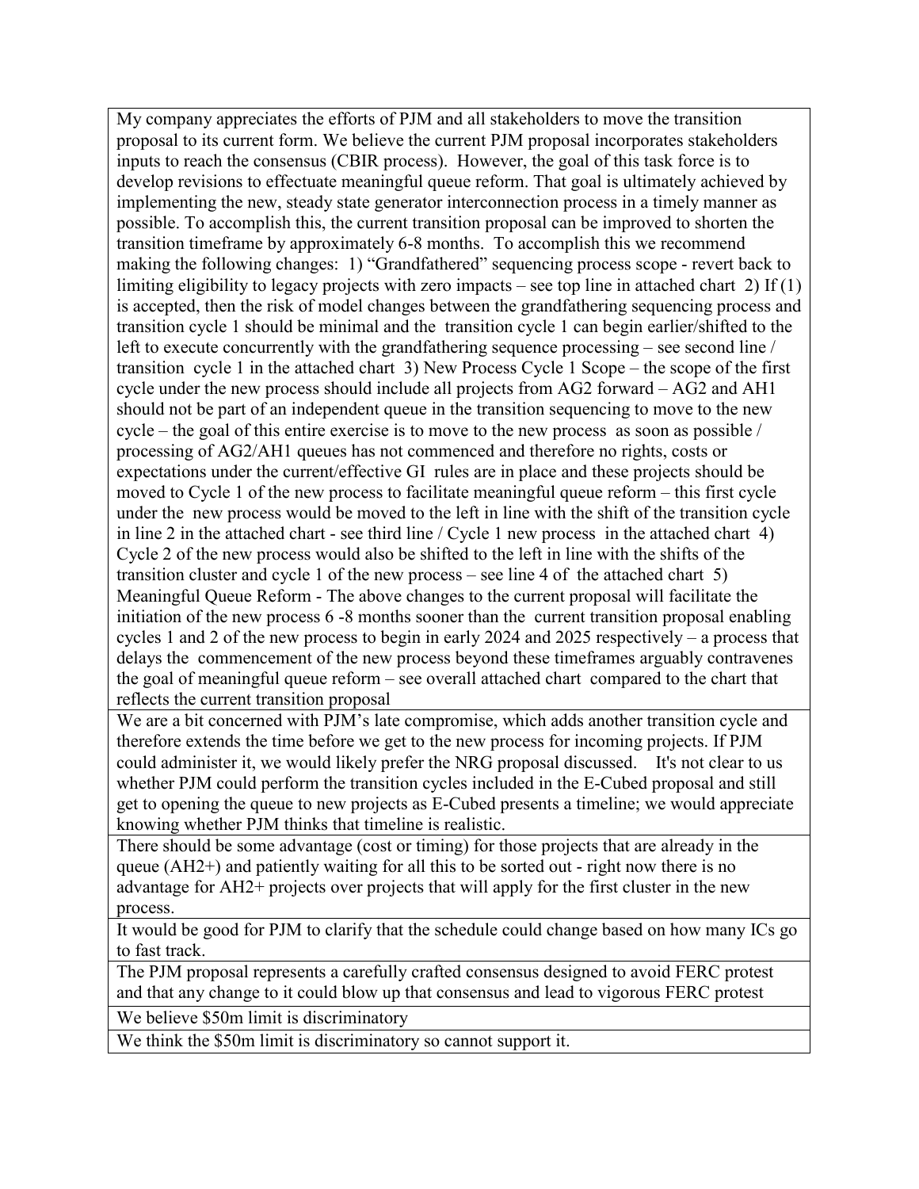| |
|---|
| My company appreciates the efforts of PJM and all stakeholders to move the transition proposal to its current form. We believe the current PJM proposal incorporates stakeholders inputs to reach the consensus (CBIR process). However, the goal of this task force is to develop revisions to effectuate meaningful queue reform. That goal is ultimately achieved by implementing the new, steady state generator interconnection process in a timely manner as possible. To accomplish this, the current transition proposal can be improved to shorten the transition timeframe by approximately 6-8 months. To accomplish this we recommend making the following changes: 1) "Grandfathered" sequencing process scope - revert back to limiting eligibility to legacy projects with zero impacts – see top line in attached chart 2) If (1) is accepted, then the risk of model changes between the grandfathering sequencing process and transition cycle 1 should be minimal and the transition cycle 1 can begin earlier/shifted to the left to execute concurrently with the grandfathering sequence processing – see second line / transition cycle 1 in the attached chart 3) New Process Cycle 1 Scope – the scope of the first cycle under the new process should include all projects from AG2 forward – AG2 and AH1 should not be part of an independent queue in the transition sequencing to move to the new cycle – the goal of this entire exercise is to move to the new process as soon as possible / processing of AG2/AH1 queues has not commenced and therefore no rights, costs or expectations under the current/effective GI rules are in place and these projects should be moved to Cycle 1 of the new process to facilitate meaningful queue reform – this first cycle under the new process would be moved to the left in line with the shift of the transition cycle in line 2 in the attached chart - see third line / Cycle 1 new process in the attached chart 4) Cycle 2 of the new process would also be shifted to the left in line with the shifts of the transition cluster and cycle 1 of the new process – see line 4 of the attached chart 5) Meaningful Queue Reform - The above changes to the current proposal will facilitate the initiation of the new process 6 -8 months sooner than the current transition proposal enabling cycles 1 and 2 of the new process to begin in early 2024 and 2025 respectively – a process that delays the commencement of the new process beyond these timeframes arguably contravenes the goal of meaningful queue reform – see overall attached chart compared to the chart that reflects the current transition proposal |
| We are a bit concerned with PJM's late compromise, which adds another transition cycle and therefore extends the time before we get to the new process for incoming projects. If PJM could administer it, we would likely prefer the NRG proposal discussed. It's not clear to us whether PJM could perform the transition cycles included in the E-Cubed proposal and still get to opening the queue to new projects as E-Cubed presents a timeline; we would appreciate knowing whether PJM thinks that timeline is realistic. |
| There should be some advantage (cost or timing) for those projects that are already in the queue (AH2+) and patiently waiting for all this to be sorted out - right now there is no advantage for AH2+ projects over projects that will apply for the first cluster in the new process. |
| It would be good for PJM to clarify that the schedule could change based on how many ICs go to fast track. |
| The PJM proposal represents a carefully crafted consensus designed to avoid FERC protest and that any change to it could blow up that consensus and lead to vigorous FERC protest |
| We believe $50m limit is discriminatory |
| We think the $50m limit is discriminatory so cannot support it. |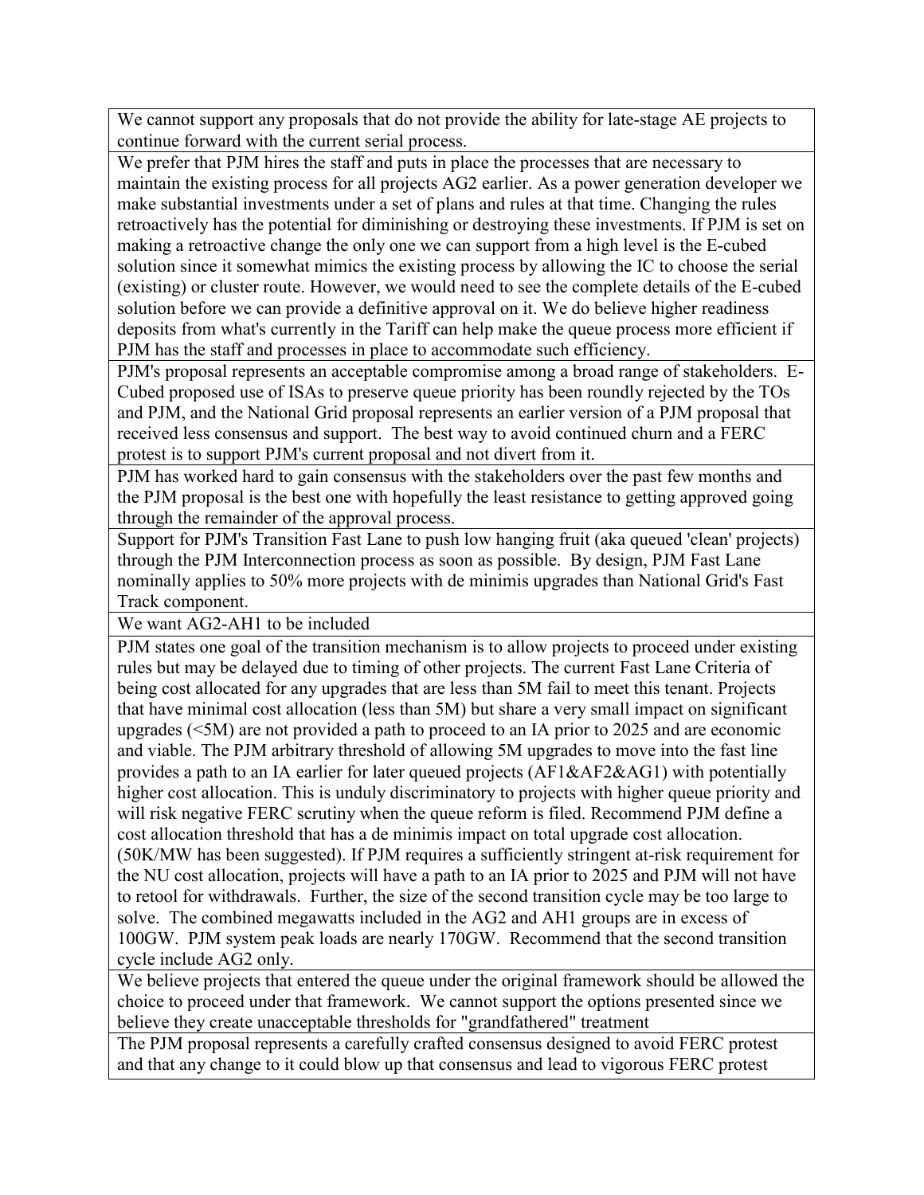| |
|---|
| We cannot support any proposals that do not provide the ability for late-stage AE projects to continue forward with the current serial process. |
| We prefer that PJM hires the staff and puts in place the processes that are necessary to maintain the existing process for all projects AG2 earlier. As a power generation developer we make substantial investments under a set of plans and rules at that time. Changing the rules retroactively has the potential for diminishing or destroying these investments. If PJM is set on making a retroactive change the only one we can support from a high level is the E-cubed solution since it somewhat mimics the existing process by allowing the IC to choose the serial (existing) or cluster route. However, we would need to see the complete details of the E-cubed solution before we can provide a definitive approval on it. We do believe higher readiness deposits from what's currently in the Tariff can help make the queue process more efficient if PJM has the staff and processes in place to accommodate such efficiency. |
| PJM's proposal represents an acceptable compromise among a broad range of stakeholders. E-Cubed proposed use of ISAs to preserve queue priority has been roundly rejected by the TOs and PJM, and the National Grid proposal represents an earlier version of a PJM proposal that received less consensus and support. The best way to avoid continued churn and a FERC protest is to support PJM's current proposal and not divert from it. |
| PJM has worked hard to gain consensus with the stakeholders over the past few months and the PJM proposal is the best one with hopefully the least resistance to getting approved going through the remainder of the approval process. |
| Support for PJM's Transition Fast Lane to push low hanging fruit (aka queued 'clean' projects) through the PJM Interconnection process as soon as possible. By design, PJM Fast Lane nominally applies to 50% more projects with de minimis upgrades than National Grid's Fast Track component. |
| We want AG2-AH1 to be included |
| PJM states one goal of the transition mechanism is to allow projects to proceed under existing rules but may be delayed due to timing of other projects. The current Fast Lane Criteria of being cost allocated for any upgrades that are less than 5M fail to meet this tenant. Projects that have minimal cost allocation (less than 5M) but share a very small impact on significant upgrades (<5M) are not provided a path to proceed to an IA prior to 2025 and are economic and viable. The PJM arbitrary threshold of allowing 5M upgrades to move into the fast line provides a path to an IA earlier for later queued projects (AF1&AF2&AG1) with potentially higher cost allocation. This is unduly discriminatory to projects with higher queue priority and will risk negative FERC scrutiny when the queue reform is filed. Recommend PJM define a cost allocation threshold that has a de minimis impact on total upgrade cost allocation. (50K/MW has been suggested). If PJM requires a sufficiently stringent at-risk requirement for the NU cost allocation, projects will have a path to an IA prior to 2025 and PJM will not have to retool for withdrawals. Further, the size of the second transition cycle may be too large to solve. The combined megawatts included in the AG2 and AH1 groups are in excess of 100GW. PJM system peak loads are nearly 170GW. Recommend that the second transition cycle include AG2 only. |
| We believe projects that entered the queue under the original framework should be allowed the choice to proceed under that framework. We cannot support the options presented since we believe they create unacceptable thresholds for "grandfathered" treatment |
| The PJM proposal represents a carefully crafted consensus designed to avoid FERC protest and that any change to it could blow up that consensus and lead to vigorous FERC protest |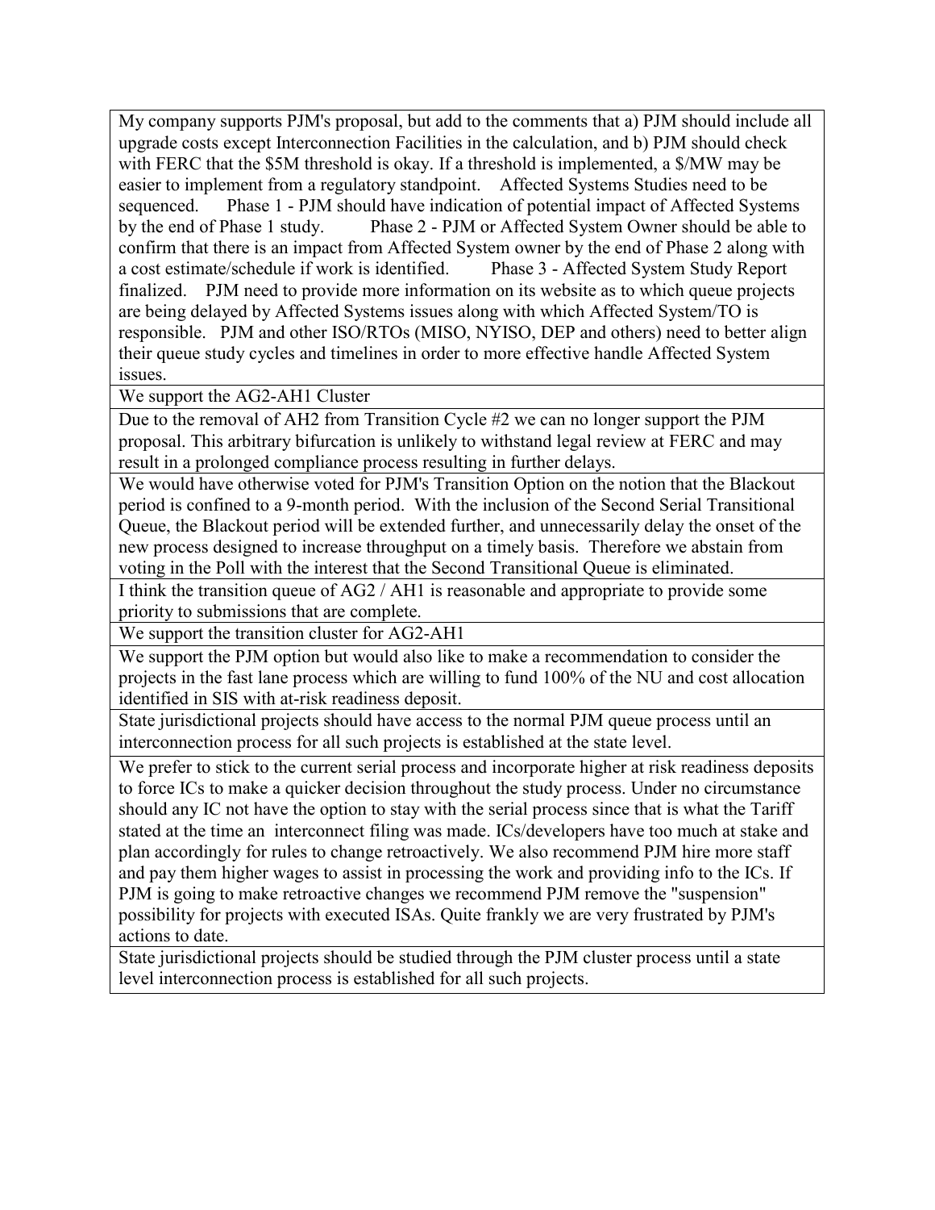| |
|---|
| My company supports PJM's proposal, but add to the comments that a) PJM should include all upgrade costs except Interconnection Facilities in the calculation, and b) PJM should check with FERC that the $5M threshold is okay. If a threshold is implemented, a $/MW may be easier to implement from a regulatory standpoint. Affected Systems Studies need to be sequenced. Phase 1 - PJM should have indication of potential impact of Affected Systems by the end of Phase 1 study. Phase 2 - PJM or Affected System Owner should be able to confirm that there is an impact from Affected System owner by the end of Phase 2 along with a cost estimate/schedule if work is identified. Phase 3 - Affected System Study Report finalized. PJM need to provide more information on its website as to which queue projects are being delayed by Affected Systems issues along with which Affected System/TO is responsible. PJM and other ISO/RTOs (MISO, NYISO, DEP and others) need to better align their queue study cycles and timelines in order to more effective handle Affected System issues. |
| We support the AG2-AH1 Cluster |
| Due to the removal of AH2 from Transition Cycle #2 we can no longer support the PJM proposal. This arbitrary bifurcation is unlikely to withstand legal review at FERC and may result in a prolonged compliance process resulting in further delays. |
| We would have otherwise voted for PJM's Transition Option on the notion that the Blackout period is confined to a 9-month period. With the inclusion of the Second Serial Transitional Queue, the Blackout period will be extended further, and unnecessarily delay the onset of the new process designed to increase throughput on a timely basis. Therefore we abstain from voting in the Poll with the interest that the Second Transitional Queue is eliminated. |
| I think the transition queue of AG2 / AH1 is reasonable and appropriate to provide some priority to submissions that are complete. |
| We support the transition cluster for AG2-AH1 |
| We support the PJM option but would also like to make a recommendation to consider the projects in the fast lane process which are willing to fund 100% of the NU and cost allocation identified in SIS with at-risk readiness deposit. |
| State jurisdictional projects should have access to the normal PJM queue process until an interconnection process for all such projects is established at the state level. |
| We prefer to stick to the current serial process and incorporate higher at risk readiness deposits to force ICs to make a quicker decision throughout the study process. Under no circumstance should any IC not have the option to stay with the serial process since that is what the Tariff stated at the time an interconnect filing was made. ICs/developers have too much at stake and plan accordingly for rules to change retroactively. We also recommend PJM hire more staff and pay them higher wages to assist in processing the work and providing info to the ICs. If PJM is going to make retroactive changes we recommend PJM remove the "suspension" possibility for projects with executed ISAs. Quite frankly we are very frustrated by PJM's actions to date. |
| State jurisdictional projects should be studied through the PJM cluster process until a state level interconnection process is established for all such projects. |